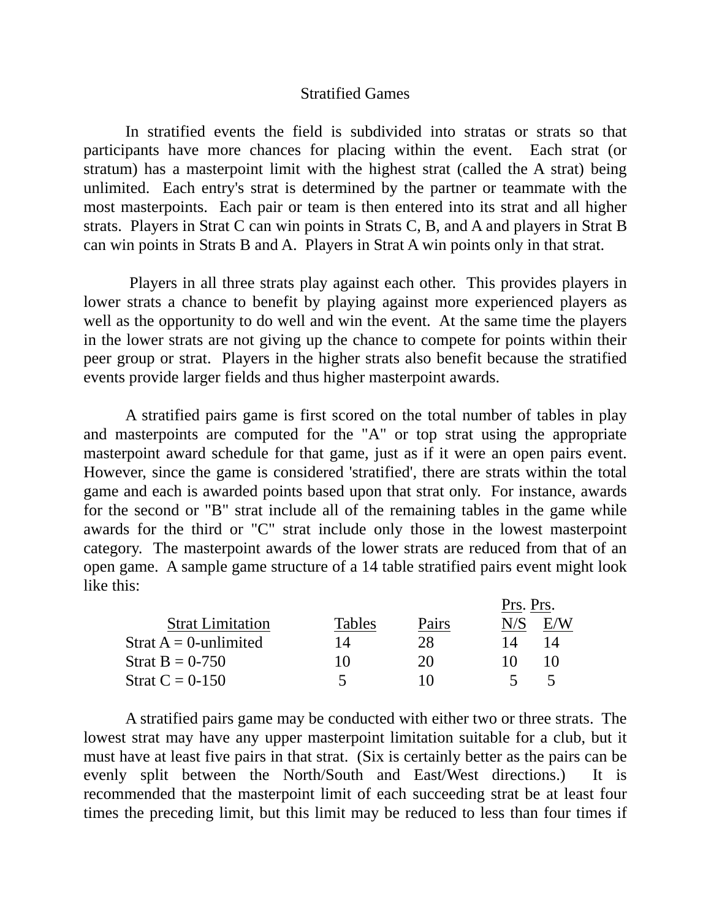# Stratified Games

In stratified events the field is subdivided into stratas or strats so that participants have more chances for placing within the event. Each strat (or stratum) has a masterpoint limit with the highest strat (called the A strat) being unlimited. Each entry's strat is determined by the partner or teammate with the most masterpoints. Each pair or team is then entered into its strat and all higher strats. Players in Strat C can win points in Strats C, B, and A and players in Strat B can win points in Strats B and A. Players in Strat A win points only in that strat.

Players in all three strats play against each other. This provides players in lower strats a chance to benefit by playing against more experienced players as well as the opportunity to do well and win the event. At the same time the players in the lower strats are not giving up the chance to compete for points within their peer group or strat. Players in the higher strats also benefit because the stratified events provide larger fields and thus higher masterpoint awards.

A stratified pairs game is first scored on the total number of tables in play and masterpoints are computed for the "A" or top strat using the appropriate masterpoint award schedule for that game, just as if it were an open pairs event. However, since the game is considered 'stratified', there are strats within the total game and each is awarded points based upon that strat only. For instance, awards for the second or "B" strat include all of the remaining tables in the game while awards for the third or "C" strat include only those in the lowest masterpoint category. The masterpoint awards of the lower strats are reduced from that of an open game. A sample game structure of a 14 table stratified pairs event might look like this:

| Strat Limitation | Tables | Pairs | Prs. N/S | Prs. E/W |
|---|---|---|---|---|
| Strat A = 0-unlimited | 14 | 28 | 14 | 14 |
| Strat B = 0-750 | 10 | 20 | 10 | 10 |
| Strat C = 0-150 | 5 | 10 | 5 | 5 |

A stratified pairs game may be conducted with either two or three strats. The lowest strat may have any upper masterpoint limitation suitable for a club, but it must have at least five pairs in that strat. (Six is certainly better as the pairs can be evenly split between the North/South and East/West directions.) It is recommended that the masterpoint limit of each succeeding strat be at least four times the preceding limit, but this limit may be reduced to less than four times if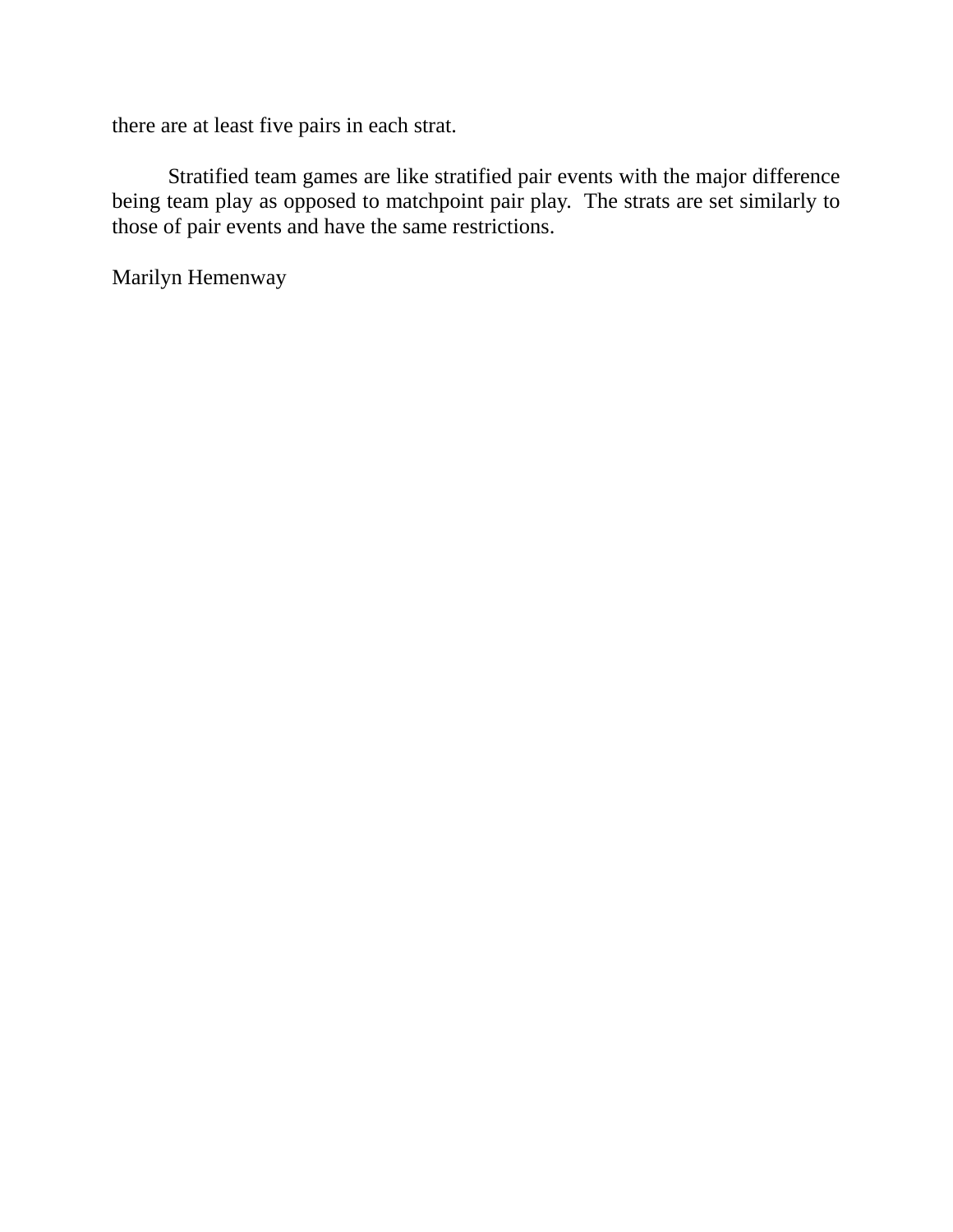there are at least five pairs in each strat.

Stratified team games are like stratified pair events with the major difference being team play as opposed to matchpoint pair play. The strats are set similarly to those of pair events and have the same restrictions.

Marilyn Hemenway